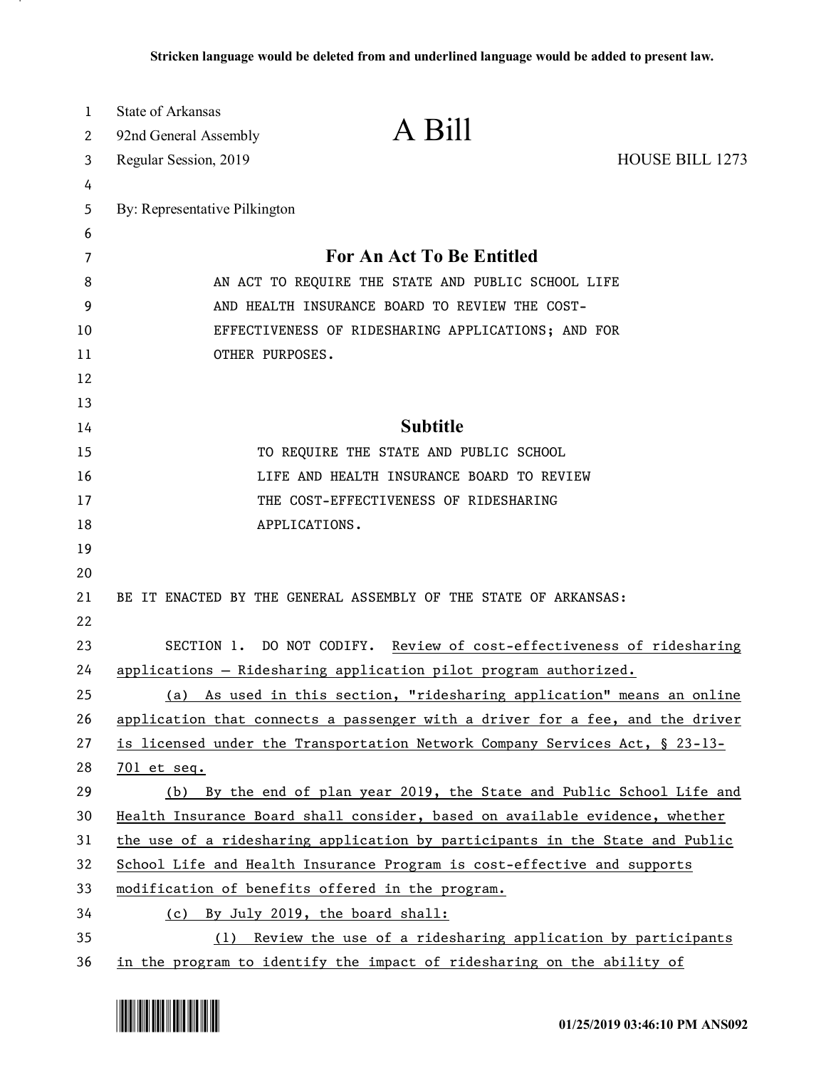Stricken language would be deleted from and underlined language would be added to present law.

State of Arkansas
92nd General Assembly
Regular Session, 2019

# A Bill

HOUSE BILL 1273

By: Representative Pilkington

## For An Act To Be Entitled

AN ACT TO REQUIRE THE STATE AND PUBLIC SCHOOL LIFE AND HEALTH INSURANCE BOARD TO REVIEW THE COST-EFFECTIVENESS OF RIDESHARING APPLICATIONS; AND FOR OTHER PURPOSES.

## Subtitle

TO REQUIRE THE STATE AND PUBLIC SCHOOL LIFE AND HEALTH INSURANCE BOARD TO REVIEW THE COST-EFFECTIVENESS OF RIDESHARING APPLICATIONS.

BE IT ENACTED BY THE GENERAL ASSEMBLY OF THE STATE OF ARKANSAS:

SECTION 1. DO NOT CODIFY. Review of cost-effectiveness of ridesharing applications — Ridesharing application pilot program authorized.

(a) As used in this section, "ridesharing application" means an online application that connects a passenger with a driver for a fee, and the driver is licensed under the Transportation Network Company Services Act, § 23-13-701 et seq.

(b) By the end of plan year 2019, the State and Public School Life and Health Insurance Board shall consider, based on available evidence, whether the use of a ridesharing application by participants in the State and Public School Life and Health Insurance Program is cost-effective and supports modification of benefits offered in the program.

(c) By July 2019, the board shall:

(1) Review the use of a ridesharing application by participants in the program to identify the impact of ridesharing on the ability of

01/25/2019 03:46:10 PM ANS092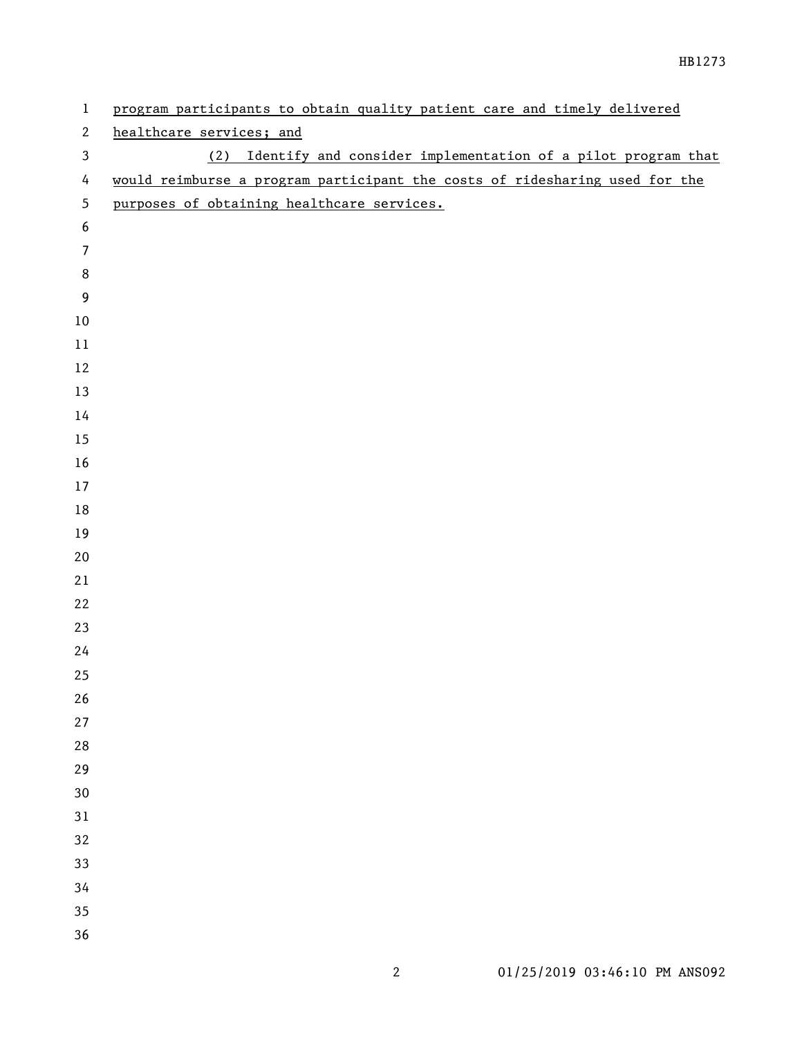program participants to obtain quality patient care and timely delivered healthcare services; and

(2) Identify and consider implementation of a pilot program that would reimburse a program participant the costs of ridesharing used for the purposes of obtaining healthcare services.